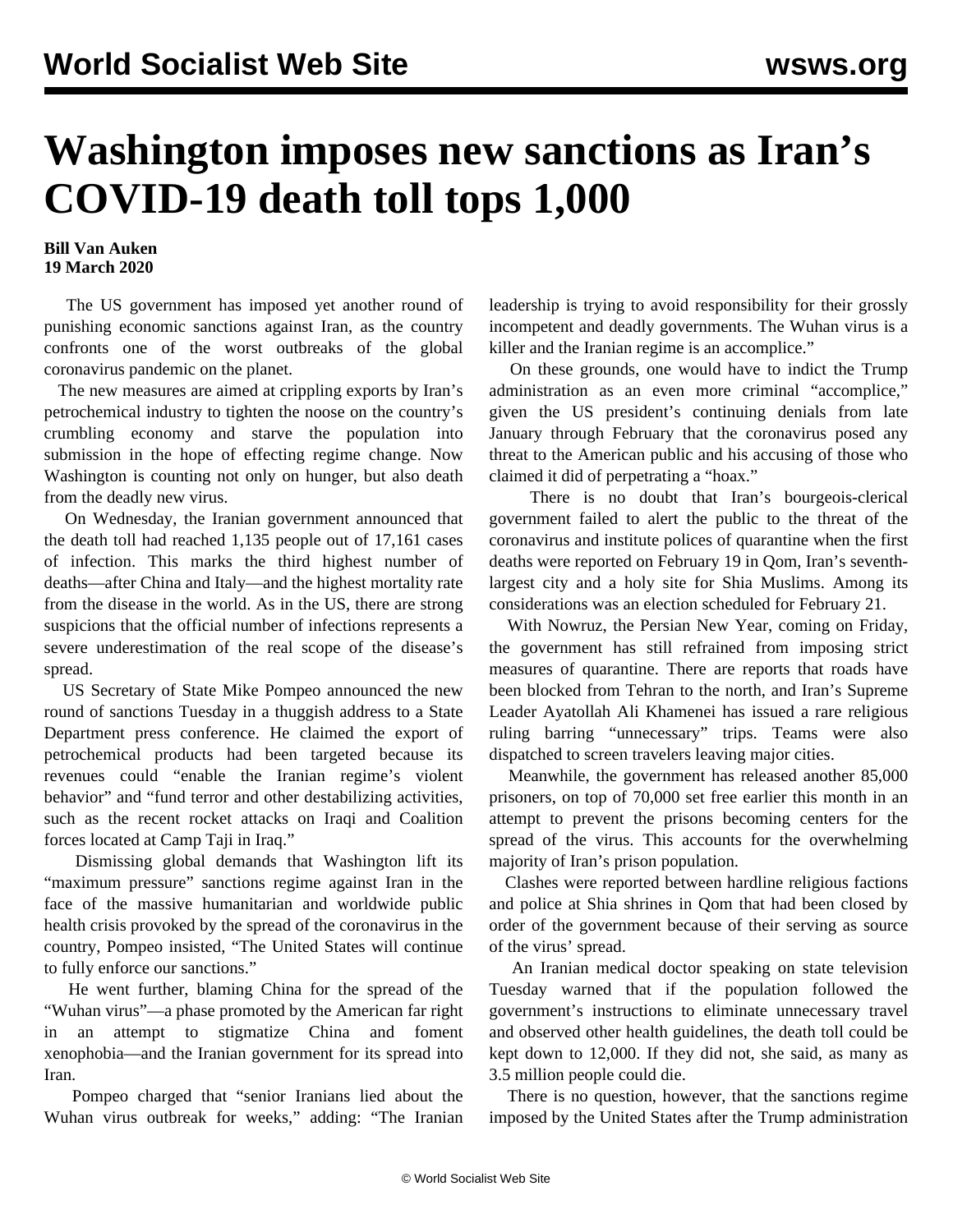# Washington imposes new sanctions as Iran's COVID-19 death toll tops 1,000

**Bill Van Auken**
**19 March 2020**

The US government has imposed yet another round of punishing economic sanctions against Iran, as the country confronts one of the worst outbreaks of the global coronavirus pandemic on the planet.

The new measures are aimed at crippling exports by Iran's petrochemical industry to tighten the noose on the country's crumbling economy and starve the population into submission in the hope of effecting regime change. Now Washington is counting not only on hunger, but also death from the deadly new virus.

On Wednesday, the Iranian government announced that the death toll had reached 1,135 people out of 17,161 cases of infection. This marks the third highest number of deaths—after China and Italy—and the highest mortality rate from the disease in the world. As in the US, there are strong suspicions that the official number of infections represents a severe underestimation of the real scope of the disease's spread.

US Secretary of State Mike Pompeo announced the new round of sanctions Tuesday in a thuggish address to a State Department press conference. He claimed the export of petrochemical products had been targeted because its revenues could "enable the Iranian regime's violent behavior" and "fund terror and other destabilizing activities, such as the recent rocket attacks on Iraqi and Coalition forces located at Camp Taji in Iraq."

Dismissing global demands that Washington lift its "maximum pressure" sanctions regime against Iran in the face of the massive humanitarian and worldwide public health crisis provoked by the spread of the coronavirus in the country, Pompeo insisted, "The United States will continue to fully enforce our sanctions."

He went further, blaming China for the spread of the "Wuhan virus"—a phase promoted by the American far right in an attempt to stigmatize China and foment xenophobia—and the Iranian government for its spread into Iran.

Pompeo charged that "senior Iranians lied about the Wuhan virus outbreak for weeks," adding: "The Iranian leadership is trying to avoid responsibility for their grossly incompetent and deadly governments. The Wuhan virus is a killer and the Iranian regime is an accomplice."

On these grounds, one would have to indict the Trump administration as an even more criminal "accomplice," given the US president's continuing denials from late January through February that the coronavirus posed any threat to the American public and his accusing of those who claimed it did of perpetrating a "hoax."

There is no doubt that Iran's bourgeois-clerical government failed to alert the public to the threat of the coronavirus and institute polices of quarantine when the first deaths were reported on February 19 in Qom, Iran's seventh-largest city and a holy site for Shia Muslims. Among its considerations was an election scheduled for February 21.

With Nowruz, the Persian New Year, coming on Friday, the government has still refrained from imposing strict measures of quarantine. There are reports that roads have been blocked from Tehran to the north, and Iran's Supreme Leader Ayatollah Ali Khamenei has issued a rare religious ruling barring "unnecessary" trips. Teams were also dispatched to screen travelers leaving major cities.

Meanwhile, the government has released another 85,000 prisoners, on top of 70,000 set free earlier this month in an attempt to prevent the prisons becoming centers for the spread of the virus. This accounts for the overwhelming majority of Iran's prison population.

Clashes were reported between hardline religious factions and police at Shia shrines in Qom that had been closed by order of the government because of their serving as source of the virus' spread.

An Iranian medical doctor speaking on state television Tuesday warned that if the population followed the government's instructions to eliminate unnecessary travel and observed other health guidelines, the death toll could be kept down to 12,000. If they did not, she said, as many as 3.5 million people could die.

There is no question, however, that the sanctions regime imposed by the United States after the Trump administration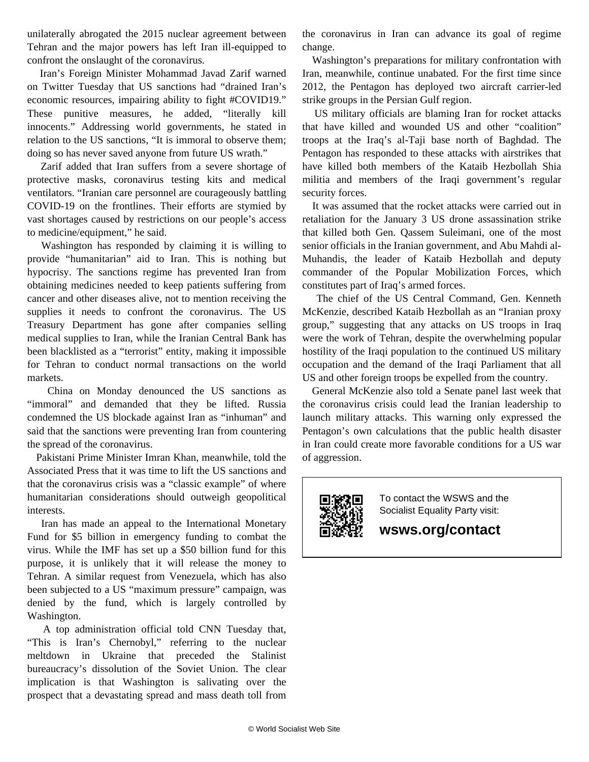unilaterally abrogated the 2015 nuclear agreement between Tehran and the major powers has left Iran ill-equipped to confront the onslaught of the coronavirus.

Iran's Foreign Minister Mohammad Javad Zarif warned on Twitter Tuesday that US sanctions had "drained Iran's economic resources, impairing ability to fight #COVID19." These punitive measures, he added, "literally kill innocents." Addressing world governments, he stated in relation to the US sanctions, "It is immoral to observe them; doing so has never saved anyone from future US wrath."

Zarif added that Iran suffers from a severe shortage of protective masks, coronavirus testing kits and medical ventilators. "Iranian care personnel are courageously battling COVID-19 on the frontlines. Their efforts are stymied by vast shortages caused by restrictions on our people's access to medicine/equipment," he said.

Washington has responded by claiming it is willing to provide "humanitarian" aid to Iran. This is nothing but hypocrisy. The sanctions regime has prevented Iran from obtaining medicines needed to keep patients suffering from cancer and other diseases alive, not to mention receiving the supplies it needs to confront the coronavirus. The US Treasury Department has gone after companies selling medical supplies to Iran, while the Iranian Central Bank has been blacklisted as a "terrorist" entity, making it impossible for Tehran to conduct normal transactions on the world markets.

China on Monday denounced the US sanctions as "immoral" and demanded that they be lifted. Russia condemned the US blockade against Iran as "inhuman" and said that the sanctions were preventing Iran from countering the spread of the coronavirus.

Pakistani Prime Minister Imran Khan, meanwhile, told the Associated Press that it was time to lift the US sanctions and that the coronavirus crisis was a "classic example" of where humanitarian considerations should outweigh geopolitical interests.

Iran has made an appeal to the International Monetary Fund for $5 billion in emergency funding to combat the virus. While the IMF has set up a $50 billion fund for this purpose, it is unlikely that it will release the money to Tehran. A similar request from Venezuela, which has also been subjected to a US "maximum pressure" campaign, was denied by the fund, which is largely controlled by Washington.

A top administration official told CNN Tuesday that, "This is Iran's Chernobyl," referring to the nuclear meltdown in Ukraine that preceded the Stalinist bureaucracy's dissolution of the Soviet Union. The clear implication is that Washington is salivating over the prospect that a devastating spread and mass death toll from the coronavirus in Iran can advance its goal of regime change.

Washington's preparations for military confrontation with Iran, meanwhile, continue unabated. For the first time since 2012, the Pentagon has deployed two aircraft carrier-led strike groups in the Persian Gulf region.

US military officials are blaming Iran for rocket attacks that have killed and wounded US and other "coalition" troops at the Iraq's al-Taji base north of Baghdad. The Pentagon has responded to these attacks with airstrikes that have killed both members of the Kataib Hezbollah Shia militia and members of the Iraqi government's regular security forces.

It was assumed that the rocket attacks were carried out in retaliation for the January 3 US drone assassination strike that killed both Gen. Qassem Suleimani, one of the most senior officials in the Iranian government, and Abu Mahdi al-Muhandis, the leader of Kataib Hezbollah and deputy commander of the Popular Mobilization Forces, which constitutes part of Iraq's armed forces.

The chief of the US Central Command, Gen. Kenneth McKenzie, described Kataib Hezbollah as an "Iranian proxy group," suggesting that any attacks on US troops in Iraq were the work of Tehran, despite the overwhelming popular hostility of the Iraqi population to the continued US military occupation and the demand of the Iraqi Parliament that all US and other foreign troops be expelled from the country.

General McKenzie also told a Senate panel last week that the coronavirus crisis could lead the Iranian leadership to launch military attacks. This warning only expressed the Pentagon's own calculations that the public health disaster in Iran could create more favorable conditions for a US war of aggression.

To contact the WSWS and the Socialist Equality Party visit:

**wsws.org/contact**